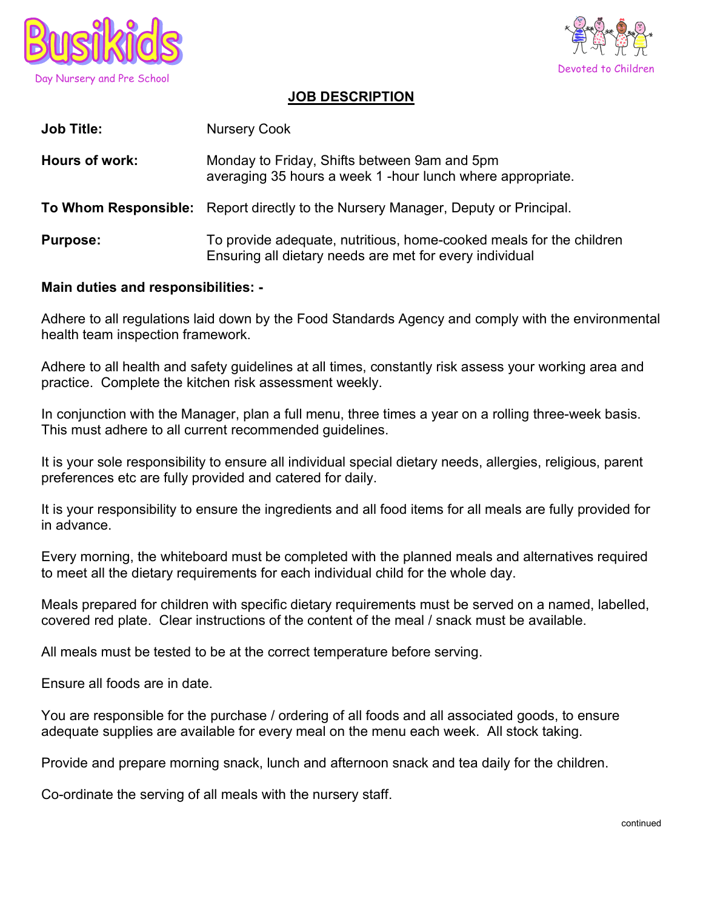Busikids

Day Nursery and Pre School

Devoted to Children

# JOB DESCRIPTION

**Job Title:** Nursery Cook

**Hours of work:** Monday to Friday, Shifts between 9am and 5pm averaging 35 hours a week 1 -hour lunch where appropriate.

**To Whom Responsible:** Report directly to the Nursery Manager, Deputy or Principal.

**Purpose:** To provide adequate, nutritious, home-cooked meals for the children Ensuring all dietary needs are met for every individual

**Main duties and responsibilities: -**

Adhere to all regulations laid down by the Food Standards Agency and comply with the environmental health team inspection framework.

Adhere to all health and safety guidelines at all times, constantly risk assess your working area and practice. Complete the kitchen risk assessment weekly.

In conjunction with the Manager, plan a full menu, three times a year on a rolling three-week basis. This must adhere to all current recommended guidelines.

It is your sole responsibility to ensure all individual special dietary needs, allergies, religious, parent preferences etc are fully provided and catered for daily.

It is your responsibility to ensure the ingredients and all food items for all meals are fully provided for in advance.

Every morning, the whiteboard must be completed with the planned meals and alternatives required to meet all the dietary requirements for each individual child for the whole day.

Meals prepared for children with specific dietary requirements must be served on a named, labelled, covered red plate. Clear instructions of the content of the meal / snack must be available.

All meals must be tested to be at the correct temperature before serving.

Ensure all foods are in date.

You are responsible for the purchase / ordering of all foods and all associated goods, to ensure adequate supplies are available for every meal on the menu each week. All stock taking.

Provide and prepare morning snack, lunch and afternoon snack and tea daily for the children.

Co-ordinate the serving of all meals with the nursery staff.

continued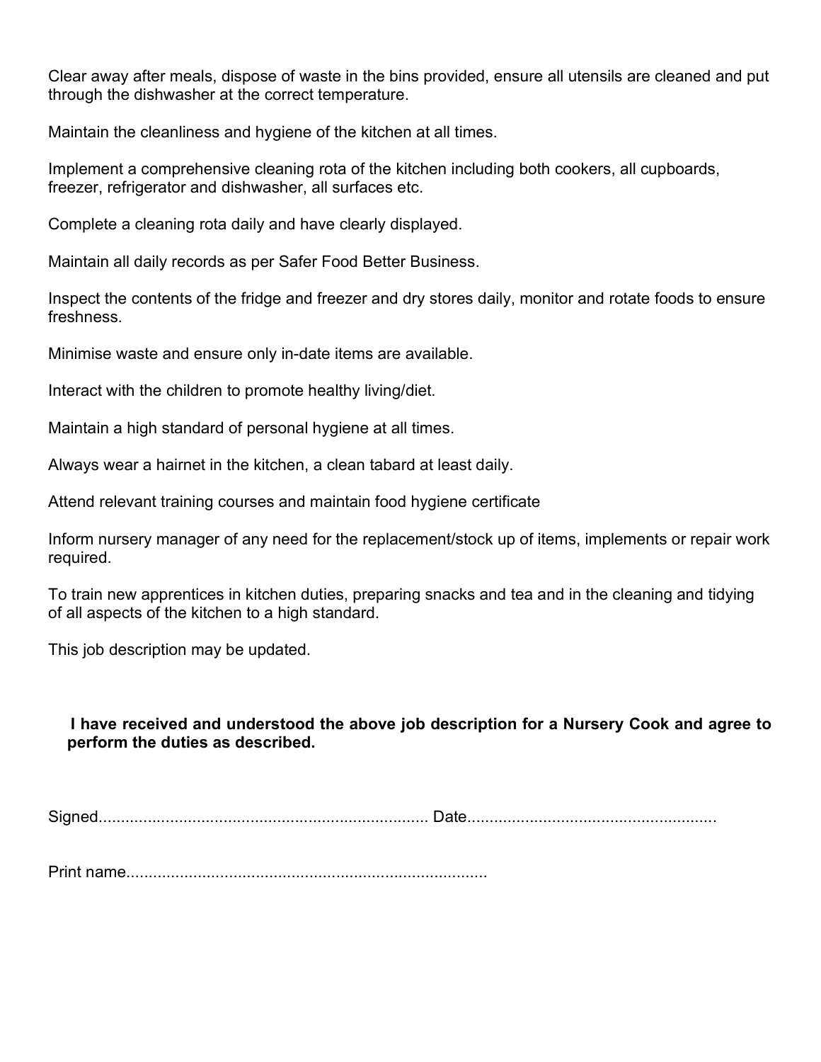Clear away after meals, dispose of waste in the bins provided, ensure all utensils are cleaned and put through the dishwasher at the correct temperature.

Maintain the cleanliness and hygiene of the kitchen at all times.

Implement a comprehensive cleaning rota of the kitchen including both cookers, all cupboards, freezer, refrigerator and dishwasher, all surfaces etc.

Complete a cleaning rota daily and have clearly displayed.

Maintain all daily records as per Safer Food Better Business.

Inspect the contents of the fridge and freezer and dry stores daily, monitor and rotate foods to ensure freshness.

Minimise waste and ensure only in-date items are available.

Interact with the children to promote healthy living/diet.

Maintain a high standard of personal hygiene at all times.

Always wear a hairnet in the kitchen, a clean tabard at least daily.

Attend relevant training courses and maintain food hygiene certificate

Inform nursery manager of any need for the replacement/stock up of items, implements or repair work required.

To train new apprentices in kitchen duties, preparing snacks and tea and in the cleaning and tidying of all aspects of the kitchen to a high standard.

This job description may be updated.

**I have received and understood the above job description for a Nursery Cook and agree to perform the duties as described.**

Signed......................................................................... Date.......................................................

Print name.................................................................................